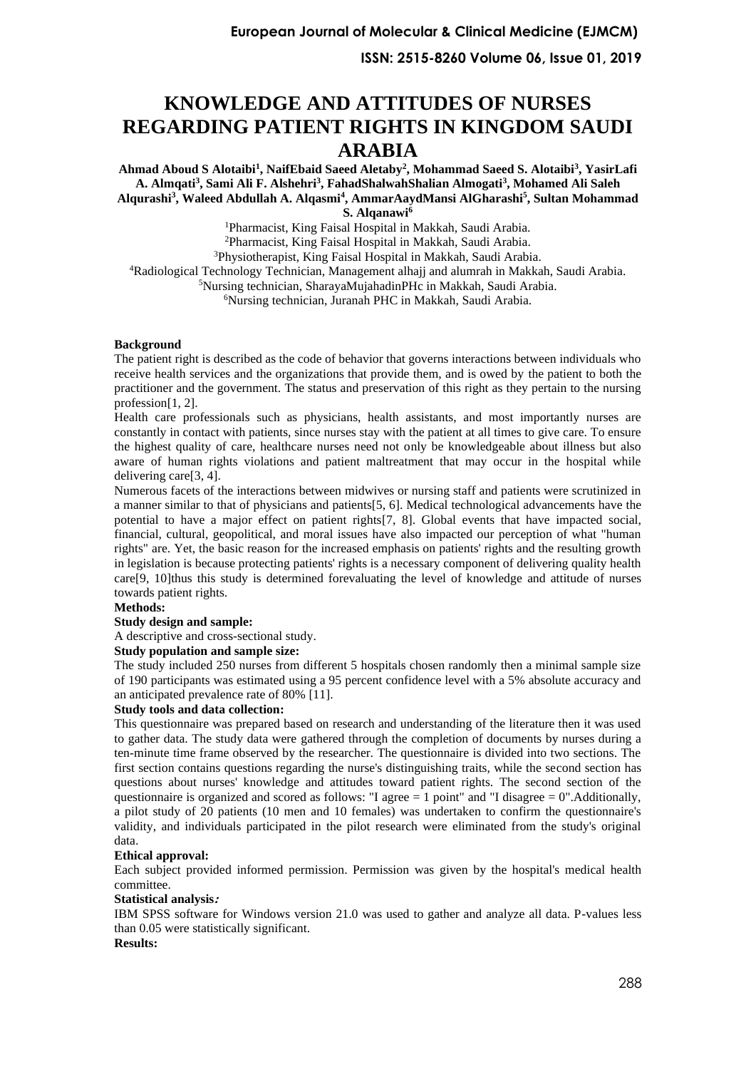# KNOWLEDGE AND ATTITUDES OF NURSES REGARDING PATIENT RIGHTS IN KINGDOM SAUDI ARABIA

**Ahmad Aboud S Alotaibi[1], NaifEbaid Saeed Aletaby[2], Mohammad Saeed S. Alotaibi[3], YasirLafi A. Almqati[3], Sami Ali F. Alshehri[3], FahadShalwahShalian Almogati[3], Mohamed Ali Saleh Alqurashi[3], Waleed Abdullah A. Alqasmi[4], AmmarAaydMansi AlGharashi[5], Sultan Mohammad S. Alqanawi[6]**

[1]Pharmacist, King Faisal Hospital in Makkah, Saudi Arabia.
[2]Pharmacist, King Faisal Hospital in Makkah, Saudi Arabia.
[3]Physiotherapist, King Faisal Hospital in Makkah, Saudi Arabia.
[4]Radiological Technology Technician, Management alhajj and alumrah in Makkah, Saudi Arabia.
[5]Nursing technician, SharayaMujahadinPHc in Makkah, Saudi Arabia.
[6]Nursing technician, Juranah PHC in Makkah, Saudi Arabia.

**Background**

The patient right is described as the code of behavior that governs interactions between individuals who receive health services and the organizations that provide them, and is owed by the patient to both the practitioner and the government. The status and preservation of this right as they pertain to the nursing profession[1, 2].

Health care professionals such as physicians, health assistants, and most importantly nurses are constantly in contact with patients, since nurses stay with the patient at all times to give care. To ensure the highest quality of care, healthcare nurses need not only be knowledgeable about illness but also aware of human rights violations and patient maltreatment that may occur in the hospital while delivering care[3, 4].

Numerous facets of the interactions between midwives or nursing staff and patients were scrutinized in a manner similar to that of physicians and patients[5, 6]. Medical technological advancements have the potential to have a major effect on patient rights[7, 8]. Global events that have impacted social, financial, cultural, geopolitical, and moral issues have also impacted our perception of what "human rights" are. Yet, the basic reason for the increased emphasis on patients' rights and the resulting growth in legislation is because protecting patients' rights is a necessary component of delivering quality health care[9, 10]thus this study is determined forevaluating the level of knowledge and attitude of nurses towards patient rights.

**Methods:**

**Study design and sample:**

A descriptive and cross-sectional study.

**Study population and sample size:**

The study included 250 nurses from different 5 hospitals chosen randomly then a minimal sample size of 190 participants was estimated using a 95 percent confidence level with a 5% absolute accuracy and an anticipated prevalence rate of 80% [11].

**Study tools and data collection:**

This questionnaire was prepared based on research and understanding of the literature then it was used to gather data. The study data were gathered through the completion of documents by nurses during a ten-minute time frame observed by the researcher. The questionnaire is divided into two sections. The first section contains questions regarding the nurse's distinguishing traits, while the second section has questions about nurses' knowledge and attitudes toward patient rights. The second section of the questionnaire is organized and scored as follows: "I agree = 1 point" and "I disagree = 0".Additionally, a pilot study of 20 patients (10 men and 10 females) was undertaken to confirm the questionnaire's validity, and individuals participated in the pilot research were eliminated from the study's original data.

**Ethical approval:**

Each subject provided informed permission. Permission was given by the hospital's medical health committee.

**Statistical analysis:**

IBM SPSS software for Windows version 21.0 was used to gather and analyze all data. P-values less than 0.05 were statistically significant.

**Results:**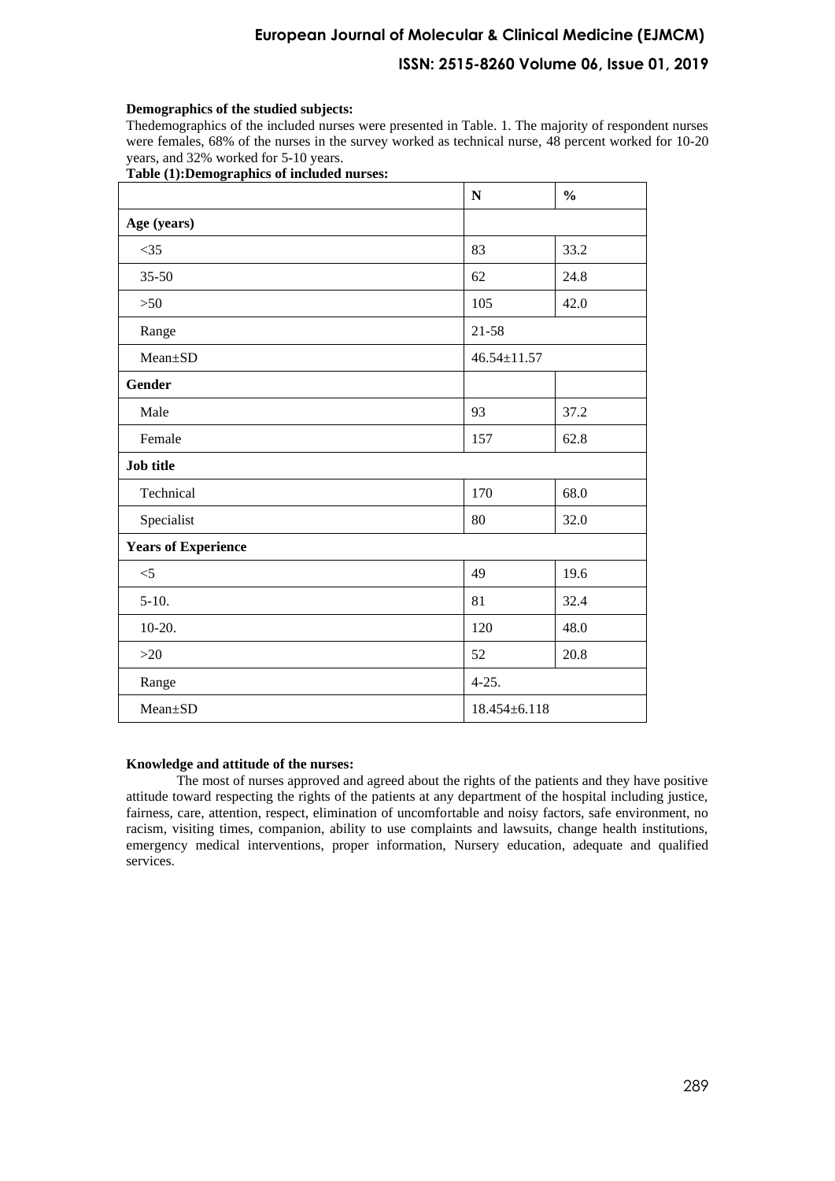**Demographics of the studied subjects:**

Thedemographics of the included nurses were presented in Table. 1. The majority of respondent nurses were females, 68% of the nurses in the survey worked as technical nurse, 48 percent worked for 10-20 years, and 32% worked for 5-10 years.

**Table (1):Demographics of included nurses:**

| | N | % |
|---|---|---|
| **Age (years)** | | |
| <35 | 83 | 33.2 |
| 35-50 | 62 | 24.8 |
| >50 | 105 | 42.0 |
| Range | 21-58 | |
| Mean±SD | 46.54±11.57 | |
| **Gender** | | |
| Male | 93 | 37.2 |
| Female | 157 | 62.8 |
| **Job title** | | |
| Technical | 170 | 68.0 |
| Specialist | 80 | 32.0 |
| **Years of Experience** | | |
| <5 | 49 | 19.6 |
| 5-10. | 81 | 32.4 |
| 10-20. | 120 | 48.0 |
| >20 | 52 | 20.8 |
| Range | 4-25. | |
| Mean±SD | 18.454±6.118 | |

**Knowledge and attitude of the nurses:**

The most of nurses approved and agreed about the rights of the patients and they have positive attitude toward respecting the rights of the patients at any department of the hospital including justice, fairness, care, attention, respect, elimination of uncomfortable and noisy factors, safe environment, no racism, visiting times, companion, ability to use complaints and lawsuits, change health institutions, emergency medical interventions, proper information, Nursery education, adequate and qualified services.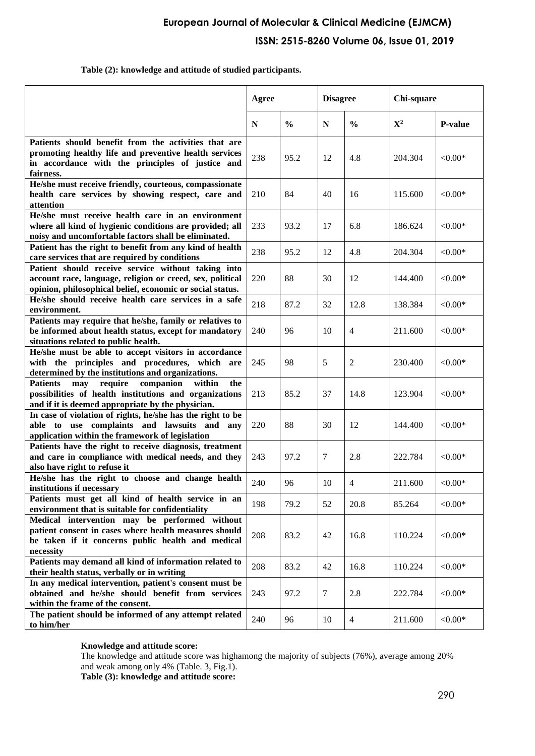**Table (2): knowledge and attitude of studied participants.**

| | Agree | | Disagree | | Chi-square | |
|---|---|---|---|---|---|---|
| | N | % | N | % | $X^2$ | P-value |
| **Patients should benefit from the activities that are promoting healthy life and preventive health services in accordance with the principles of justice and fairness.** | 238 | 95.2 | 12 | 4.8 | 204.304 | <0.00* |
| **He/she must receive friendly, courteous, compassionate health care services by showing respect, care and attention** | 210 | 84 | 40 | 16 | 115.600 | <0.00* |
| **He/she must receive health care in an environment where all kind of hygienic conditions are provided; all noisy and uncomfortable factors shall be eliminated.** | 233 | 93.2 | 17 | 6.8 | 186.624 | <0.00* |
| **Patient has the right to benefit from any kind of health care services that are required by conditions** | 238 | 95.2 | 12 | 4.8 | 204.304 | <0.00* |
| **Patient should receive service without taking into account race, language, religion or creed, sex, political opinion, philosophical belief, economic or social status.** | 220 | 88 | 30 | 12 | 144.400 | <0.00* |
| **He/she should receive health care services in a safe environment.** | 218 | 87.2 | 32 | 12.8 | 138.384 | <0.00* |
| **Patients may require that he/she, family or relatives to be informed about health status, except for mandatory situations related to public health.** | 240 | 96 | 10 | 4 | 211.600 | <0.00* |
| **He/she must be able to accept visitors in accordance with the principles and procedures, which are determined by the institutions and organizations.** | 245 | 98 | 5 | 2 | 230.400 | <0.00* |
| **Patients may require companion within the possibilities of health institutions and organizations and if it is deemed appropriate by the physician.** | 213 | 85.2 | 37 | 14.8 | 123.904 | <0.00* |
| **In case of violation of rights, he/she has the right to be able to use complaints and lawsuits and any application within the framework of legislation** | 220 | 88 | 30 | 12 | 144.400 | <0.00* |
| **Patients have the right to receive diagnosis, treatment and care in compliance with medical needs, and they also have right to refuse it** | 243 | 97.2 | 7 | 2.8 | 222.784 | <0.00* |
| **He/she has the right to choose and change health institutions if necessary** | 240 | 96 | 10 | 4 | 211.600 | <0.00* |
| **Patients must get all kind of health service in an environment that is suitable for confidentiality** | 198 | 79.2 | 52 | 20.8 | 85.264 | <0.00* |
| **Medical intervention may be performed without patient consent in cases where health measures should be taken if it concerns public health and medical necessity** | 208 | 83.2 | 42 | 16.8 | 110.224 | <0.00* |
| **Patients may demand all kind of information related to their health status, verbally or in writing** | 208 | 83.2 | 42 | 16.8 | 110.224 | <0.00* |
| **In any medical intervention, patient's consent must be obtained and he/she should benefit from services within the frame of the consent.** | 243 | 97.2 | 7 | 2.8 | 222.784 | <0.00* |
| **The patient should be informed of any attempt related to him/her** | 240 | 96 | 10 | 4 | 211.600 | <0.00* |

**Knowledge and attitude score:**

The knowledge and attitude score was highamong the majority of subjects (76%), average among 20% and weak among only 4% (Table. 3, Fig.1).

**Table (3): knowledge and attitude score:**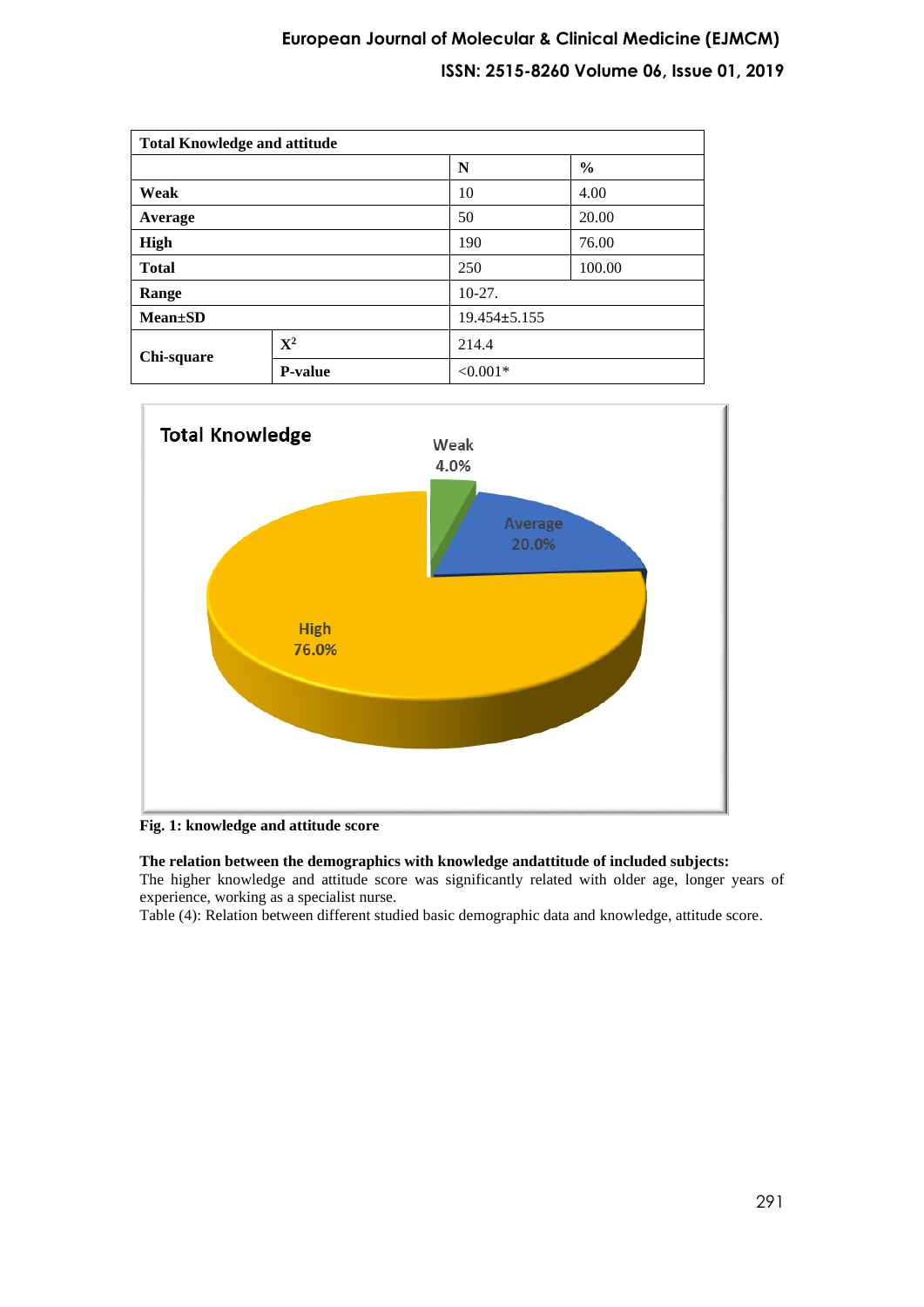| Total Knowledge and attitude | | | |
|---|---|---|---|
| | | N | % |
| Weak | | 10 | 4.00 |
| Average | | 50 | 20.00 |
| High | | 190 | 76.00 |
| Total | | 250 | 100.00 |
| Range | | 10-27. | |
| Mean±SD | | 19.454±5.155 | |
| Chi-square | $X^2$ | 214.4 | |
| | P-value | <0.001* | |

**Fig. 1: knowledge and attitude score**

**The relation between the demographics with knowledge andattitude of included subjects:**

The higher knowledge and attitude score was significantly related with older age, longer years of experience, working as a specialist nurse.

Table (4): Relation between different studied basic demographic data and knowledge, attitude score.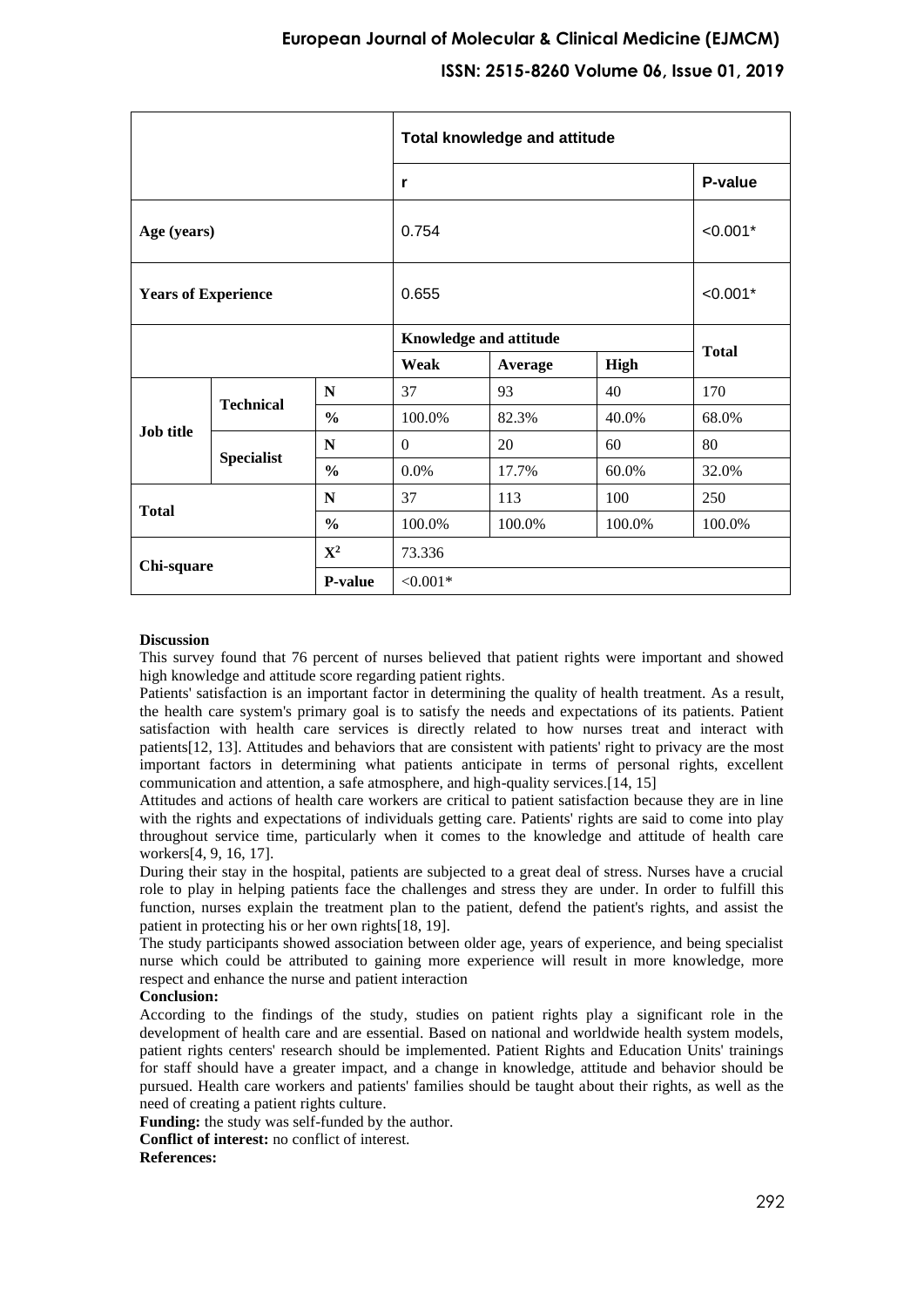| | | Total knowledge and attitude | | | |
|---|---|---|---|---|---|
| | | r | | | P-value |
| Age (years) | | 0.754 | | | <0.001* |
| Years of Experience | | 0.655 | | | <0.001* |

| | | | Knowledge and attitude | | | Total |
|---|---|---|---|---|---|---|
| | | | Weak | Average | High | |
| Job title | Technical | N | 37 | 93 | 40 | 170 |
| | | % | 100.0% | 82.3% | 40.0% | 68.0% |
| | Specialist | N | 0 | 20 | 60 | 80 |
| | | % | 0.0% | 17.7% | 60.0% | 32.0% |
| Total | | N | 37 | 113 | 100 | 250 |
| | | % | 100.0% | 100.0% | 100.0% | 100.0% |
| Chi-square | | $X^2$ | 73.336 | | | |
| | | P-value | <0.001* | | | |

**Discussion**

This survey found that 76 percent of nurses believed that patient rights were important and showed high knowledge and attitude score regarding patient rights.

Patients' satisfaction is an important factor in determining the quality of health treatment. As a result, the health care system's primary goal is to satisfy the needs and expectations of its patients. Patient satisfaction with health care services is directly related to how nurses treat and interact with patients[12, 13]. Attitudes and behaviors that are consistent with patients' right to privacy are the most important factors in determining what patients anticipate in terms of personal rights, excellent communication and attention, a safe atmosphere, and high-quality services.[14, 15]

Attitudes and actions of health care workers are critical to patient satisfaction because they are in line with the rights and expectations of individuals getting care. Patients' rights are said to come into play throughout service time, particularly when it comes to the knowledge and attitude of health care workers[4, 9, 16, 17].

During their stay in the hospital, patients are subjected to a great deal of stress. Nurses have a crucial role to play in helping patients face the challenges and stress they are under. In order to fulfill this function, nurses explain the treatment plan to the patient, defend the patient's rights, and assist the patient in protecting his or her own rights[18, 19].

The study participants showed association between older age, years of experience, and being specialist nurse which could be attributed to gaining more experience will result in more knowledge, more respect and enhance the nurse and patient interaction

**Conclusion:**

According to the findings of the study, studies on patient rights play a significant role in the development of health care and are essential. Based on national and worldwide health system models, patient rights centers' research should be implemented. Patient Rights and Education Units' trainings for staff should have a greater impact, and a change in knowledge, attitude and behavior should be pursued. Health care workers and patients' families should be taught about their rights, as well as the need of creating a patient rights culture.

**Funding:** the study was self-funded by the author.

**Conflict of interest:** no conflict of interest.

**References:**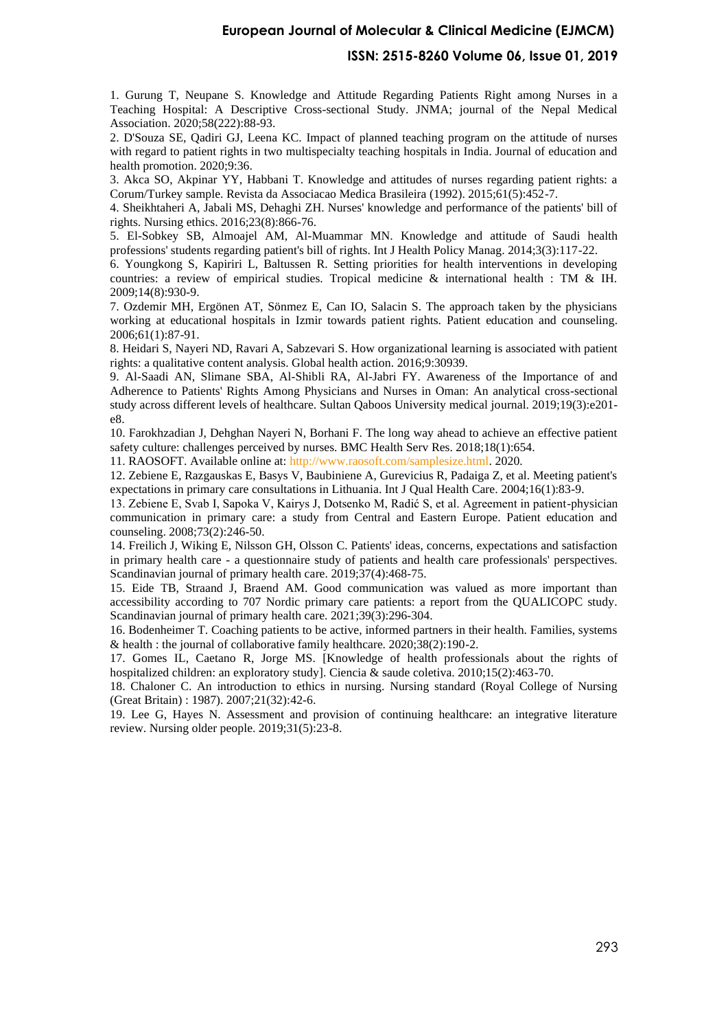1. Gurung T, Neupane S. Knowledge and Attitude Regarding Patients Right among Nurses in a Teaching Hospital: A Descriptive Cross-sectional Study. JNMA; journal of the Nepal Medical Association. 2020;58(222):88-93.
2. D'Souza SE, Qadiri GJ, Leena KC. Impact of planned teaching program on the attitude of nurses with regard to patient rights in two multispecialty teaching hospitals in India. Journal of education and health promotion. 2020;9:36.
3. Akca SO, Akpinar YY, Habbani T. Knowledge and attitudes of nurses regarding patient rights: a Corum/Turkey sample. Revista da Associacao Medica Brasileira (1992). 2015;61(5):452-7.
4. Sheikhtaheri A, Jabali MS, Dehaghi ZH. Nurses' knowledge and performance of the patients' bill of rights. Nursing ethics. 2016;23(8):866-76.
5. El-Sobkey SB, Almoajel AM, Al-Muammar MN. Knowledge and attitude of Saudi health professions' students regarding patient's bill of rights. Int J Health Policy Manag. 2014;3(3):117-22.
6. Youngkong S, Kapiriri L, Baltussen R. Setting priorities for health interventions in developing countries: a review of empirical studies. Tropical medicine & international health : TM & IH. 2009;14(8):930-9.
7. Ozdemir MH, Ergönen AT, Sönmez E, Can IO, Salacin S. The approach taken by the physicians working at educational hospitals in Izmir towards patient rights. Patient education and counseling. 2006;61(1):87-91.
8. Heidari S, Nayeri ND, Ravari A, Sabzevari S. How organizational learning is associated with patient rights: a qualitative content analysis. Global health action. 2016;9:30939.
9. Al-Saadi AN, Slimane SBA, Al-Shibli RA, Al-Jabri FY. Awareness of the Importance of and Adherence to Patients' Rights Among Physicians and Nurses in Oman: An analytical cross-sectional study across different levels of healthcare. Sultan Qaboos University medical journal. 2019;19(3):e201-e8.
10. Farokhzadian J, Dehghan Nayeri N, Borhani F. The long way ahead to achieve an effective patient safety culture: challenges perceived by nurses. BMC Health Serv Res. 2018;18(1):654.
11. RAOSOFT. Available online at: http://www.raosoft.com/samplesize.html. 2020.
12. Zebiene E, Razgauskas E, Basys V, Baubiniene A, Gurevicius R, Padaiga Z, et al. Meeting patient's expectations in primary care consultations in Lithuania. Int J Qual Health Care. 2004;16(1):83-9.
13. Zebiene E, Svab I, Sapoka V, Kairys J, Dotsenko M, Radić S, et al. Agreement in patient-physician communication in primary care: a study from Central and Eastern Europe. Patient education and counseling. 2008;73(2):246-50.
14. Freilich J, Wiking E, Nilsson GH, Olsson C. Patients' ideas, concerns, expectations and satisfaction in primary health care - a questionnaire study of patients and health care professionals' perspectives. Scandinavian journal of primary health care. 2019;37(4):468-75.
15. Eide TB, Straand J, Braend AM. Good communication was valued as more important than accessibility according to 707 Nordic primary care patients: a report from the QUALICOPC study. Scandinavian journal of primary health care. 2021;39(3):296-304.
16. Bodenheimer T. Coaching patients to be active, informed partners in their health. Families, systems & health : the journal of collaborative family healthcare. 2020;38(2):190-2.
17. Gomes IL, Caetano R, Jorge MS. [Knowledge of health professionals about the rights of hospitalized children: an exploratory study]. Ciencia & saude coletiva. 2010;15(2):463-70.
18. Chaloner C. An introduction to ethics in nursing. Nursing standard (Royal College of Nursing (Great Britain) : 1987). 2007;21(32):42-6.
19. Lee G, Hayes N. Assessment and provision of continuing healthcare: an integrative literature review. Nursing older people. 2019;31(5):23-8.